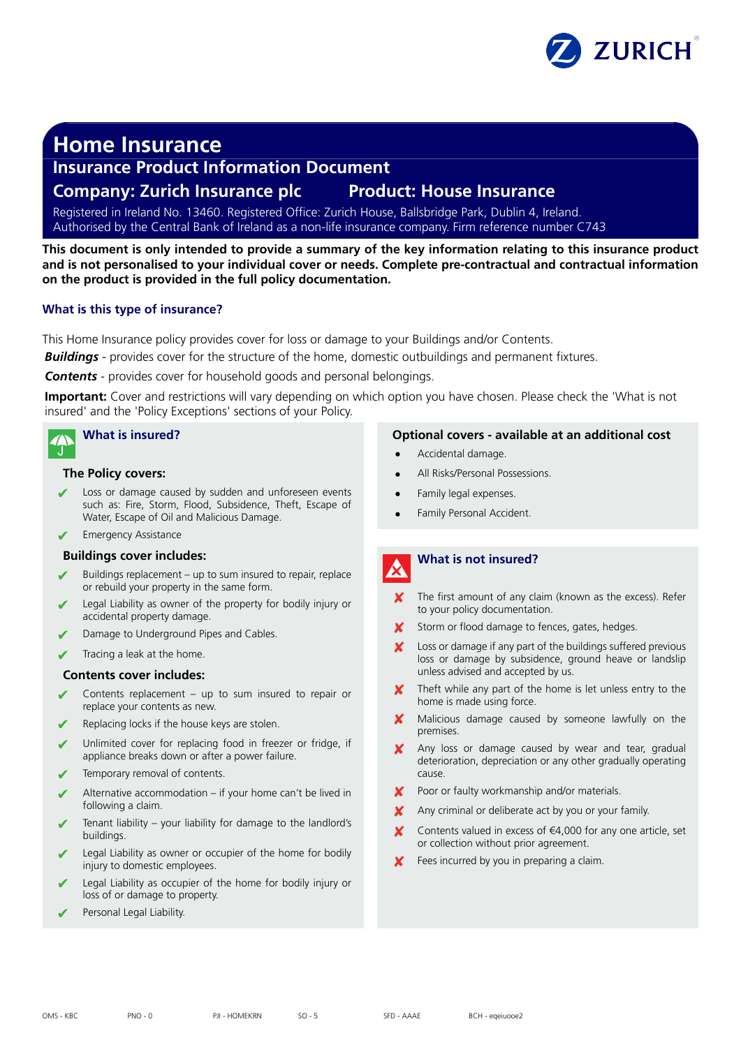# Home Insurance

## Insurance Product Information Document

**Company: Zurich Insurance plc** **Product: House Insurance**

Registered in Ireland No. 13460. Registered Office: Zurich House, Ballsbridge Park, Dublin 4, Ireland. Authorised by the Central Bank of Ireland as a non-life insurance company. Firm reference number C743

**This document is only intended to provide a summary of the key information relating to this insurance product and is not personalised to your individual cover or needs. Complete pre-contractual and contractual information on the product is provided in the full policy documentation.**

### What is this type of insurance?

This Home Insurance policy provides cover for loss or damage to your Buildings and/or Contents.

***Buildings*** - provides cover for the structure of the home, domestic outbuildings and permanent fixtures.

***Contents*** - provides cover for household goods and personal belongings.

**Important:** Cover and restrictions will vary depending on which option you have chosen. Please check the 'What is not insured' and the 'Policy Exceptions' sections of your Policy.

### What is insured?

**The Policy covers:**

- ✔ Loss or damage caused by sudden and unforeseen events such as: Fire, Storm, Flood, Subsidence, Theft, Escape of Water, Escape of Oil and Malicious Damage.
- ✔ Emergency Assistance

**Buildings cover includes:**

- ✔ Buildings replacement – up to sum insured to repair, replace or rebuild your property in the same form.
- ✔ Legal Liability as owner of the property for bodily injury or accidental property damage.
- ✔ Damage to Underground Pipes and Cables.
- ✔ Tracing a leak at the home.

**Contents cover includes:**

- ✔ Contents replacement – up to sum insured to repair or replace your contents as new.
- ✔ Replacing locks if the house keys are stolen.
- ✔ Unlimited cover for replacing food in freezer or fridge, if appliance breaks down or after a power failure.
- ✔ Temporary removal of contents.
- ✔ Alternative accommodation – if your home can't be lived in following a claim.
- ✔ Tenant liability – your liability for damage to the landlord's buildings.
- ✔ Legal Liability as owner or occupier of the home for bodily injury to domestic employees.
- ✔ Legal Liability as occupier of the home for bodily injury or loss of or damage to property.
- ✔ Personal Legal Liability.

### Optional covers - available at an additional cost

- Accidental damage.
- All Risks/Personal Possessions.
- Family legal expenses.
- Family Personal Accident.

### What is not insured?

- ✘ The first amount of any claim (known as the excess). Refer to your policy documentation.
- ✘ Storm or flood damage to fences, gates, hedges.
- ✘ Loss or damage if any part of the buildings suffered previous loss or damage by subsidence, ground heave or landslip unless advised and accepted by us.
- ✘ Theft while any part of the home is let unless entry to the home is made using force.
- ✘ Malicious damage caused by someone lawfully on the premises.
- ✘ Any loss or damage caused by wear and tear, gradual deterioration, depreciation or any other gradually operating cause.
- ✘ Poor or faulty workmanship and/or materials.
- ✘ Any criminal or deliberate act by you or your family.
- ✘ Contents valued in excess of €4,000 for any one article, set or collection without prior agreement.
- ✘ Fees incurred by you in preparing a claim.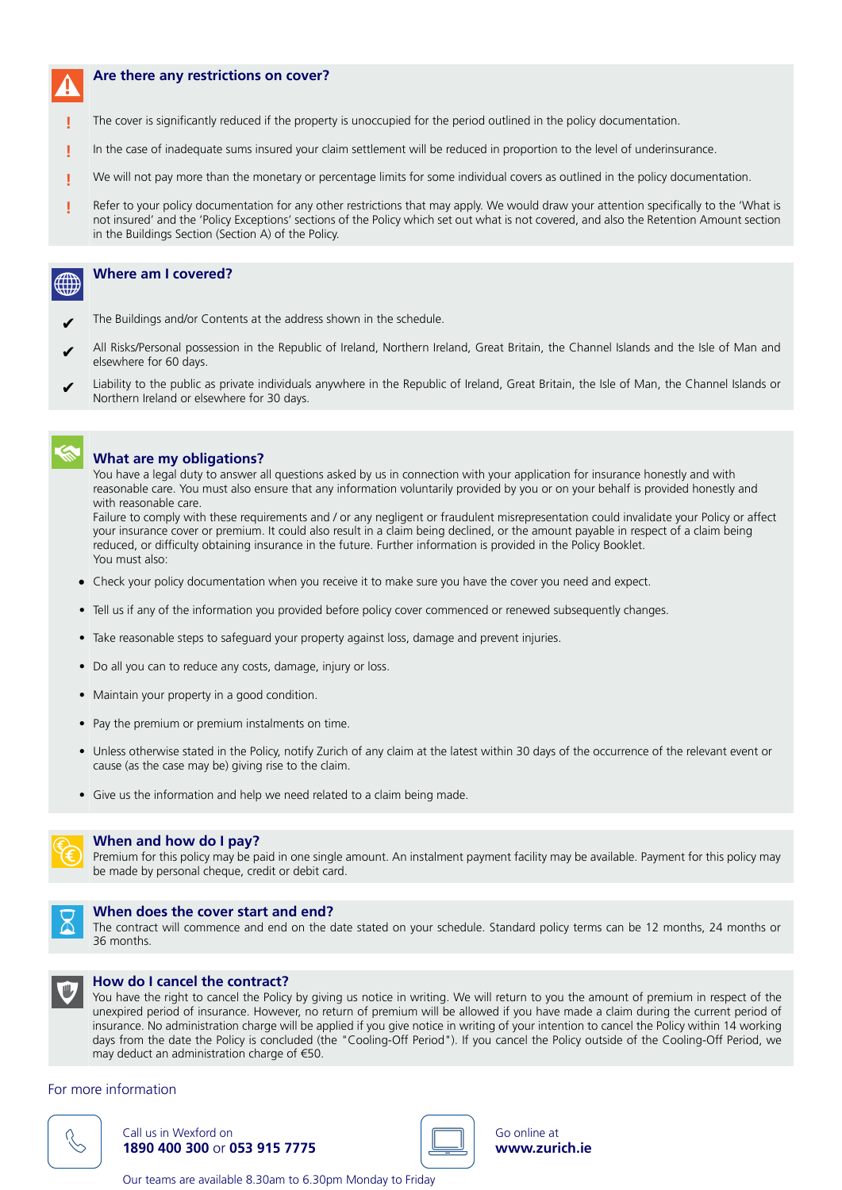## Are there any restrictions on cover?

- ! The cover is significantly reduced if the property is unoccupied for the period outlined in the policy documentation.
- ! In the case of inadequate sums insured your claim settlement will be reduced in proportion to the level of underinsurance.
- ! We will not pay more than the monetary or percentage limits for some individual covers as outlined in the policy documentation.
- ! Refer to your policy documentation for any other restrictions that may apply. We would draw your attention specifically to the 'What is not insured' and the 'Policy Exceptions' sections of the Policy which set out what is not covered, and also the Retention Amount section in the Buildings Section (Section A) of the Policy.

## Where am I covered?

- ✔ The Buildings and/or Contents at the address shown in the schedule.
- ✔ All Risks/Personal possession in the Republic of Ireland, Northern Ireland, Great Britain, the Channel Islands and the Isle of Man and elsewhere for 60 days.
- ✔ Liability to the public as private individuals anywhere in the Republic of Ireland, Great Britain, the Isle of Man, the Channel Islands or Northern Ireland or elsewhere for 30 days.

## What are my obligations?

You have a legal duty to answer all questions asked by us in connection with your application for insurance honestly and with reasonable care. You must also ensure that any information voluntarily provided by you or on your behalf is provided honestly and with reasonable care.
Failure to comply with these requirements and / or any negligent or fraudulent misrepresentation could invalidate your Policy or affect your insurance cover or premium. It could also result in a claim being declined, or the amount payable in respect of a claim being reduced, or difficulty obtaining insurance in the future. Further information is provided in the Policy Booklet.
You must also:

- Check your policy documentation when you receive it to make sure you have the cover you need and expect.
- Tell us if any of the information you provided before policy cover commenced or renewed subsequently changes.
- Take reasonable steps to safeguard your property against loss, damage and prevent injuries.
- Do all you can to reduce any costs, damage, injury or loss.
- Maintain your property in a good condition.
- Pay the premium or premium instalments on time.
- Unless otherwise stated in the Policy, notify Zurich of any claim at the latest within 30 days of the occurrence of the relevant event or cause (as the case may be) giving rise to the claim.
- Give us the information and help we need related to a claim being made.

## When and how do I pay?

Premium for this policy may be paid in one single amount. An instalment payment facility may be available. Payment for this policy may be made by personal cheque, credit or debit card.

## When does the cover start and end?

The contract will commence and end on the date stated on your schedule. Standard policy terms can be 12 months, 24 months or 36 months.

## How do I cancel the contract?

You have the right to cancel the Policy by giving us notice in writing. We will return to you the amount of premium in respect of the unexpired period of insurance. However, no return of premium will be allowed if you have made a claim during the current period of insurance. No administration charge will be applied if you give notice in writing of your intention to cancel the Policy within 14 working days from the date the Policy is concluded (the "Cooling-Off Period"). If you cancel the Policy outside of the Cooling-Off Period, we may deduct an administration charge of €50.

For more information

Call us in Wexford on
**1890 400 300** or **053 915 7775**

Go online at
**www.zurich.ie**

Our teams are available 8.30am to 6.30pm Monday to Friday